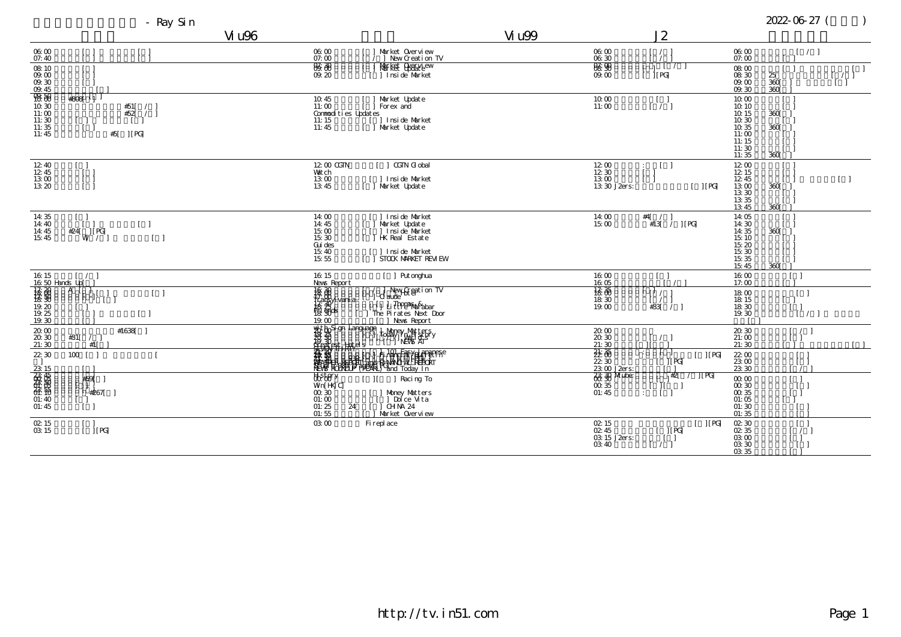- Ray Sin

2022-06-27 ( )

| Viu96 | Viu99 | J2 | |
|---|---|---|---|
| 06:00 [ ] [ ]<br>07:40 [ ] [ ] | 06:00 [ ] Market Overview<br>07:00 [ / ] New Creation TV | 06:00 [ / ]<br>06:30 [ / ] | 06:00 [ / ]<br>07:00 [ ] |
| 08:10 [ ]<br>09:00 [ ]<br>09:30 [ ]<br>09:45 [ ] | 07:30 [ ] Market Overview<br>08:00 [ ] Market Update<br>09:20 [ ] Inside Market | 07:00 [ ] [ / ]<br>08:30 [ ]<br>09:00 [ ][PG] | 08:00 [ ] [ ]<br>08:30 25 [ / ]<br>09:00 360[ ] [ ]<br>09:30 360[ ] |
| 09:50 [ ]<br>10:00 #808[ ]<br>10:30 #51[ / ]<br>11:00 #52[ / ]<br>11:30 [ ] [ ]<br>11:35 [ ]<br>11:45 #5[ ][PG] | 10:45 [ ] Market Update<br>11:00 [ ] Forex and Commodities Updates<br>11:15 [ ] Inside Market<br>11:45 [ ] Market Update | 10:00 [ ]<br>11:00 [ / ] | 10:00 [ ]<br>10:10 [ ]<br>10:15 360[ ]<br>10:30 [ ]<br>10:35 360[ ]<br>11:00 [ ]<br>11:15 [ ]<br>11:30 [ ]<br>11:35 360[ ] |
| 12:40 [ ]<br>12:45 [ ]<br>13:00 [ ]<br>13:20 [ ] | 12:00 CGTN [ ] CGTN Global Watch<br>13:00 [ ] Inside Market<br>13:45 [ ] Market Update | 12:00 : [ ]<br>12:30 [ ]<br>13:00 [ ]<br>13:30 J2ers: [ ][PG] | 12:00 [ ]<br>12:15 [ ]<br>12:45 [ ] [ ]<br>13:00 360[ ]<br>13:30 [ ]<br>13:35 [ ]<br>13:45 360[ ] |
| 14:35 [ ]<br>14:40 [ ] [ ]<br>14:45 #24[ ][PG]<br>15:45 W[ / ] [ ] | 14:00 [ ] Inside Market<br>14:45 [ ] Market Update<br>15:00 [ ] Inside Market<br>15:30 [ ] HK Real Estate Guides<br>15:40 [ ] Inside Market<br>15:55 [ ] STOCK MARKET REVIEW | 14:00 #4[ / ]<br>15:00 #13[ / ][PG] | 14:05 [ ]<br>14:30 [ ]<br>14:35 360[ ]<br>15:10 [ ]<br>15:20 [ ]<br>15:30 [ ]<br>15:35 [ ]<br>15:45 360[ ] |
| 16:15 [ / ]<br>16:50 Hands Up[ ]<br>17:20 A [ ]<br>18:00 [ ] [ ]<br>18:30 [ ] [ ]<br>19:20 [ ]<br>19:25 [ ] [ ]<br>19:30 [ ] | 16:15 [ ] Putonghua News Report<br>16:30 [ / ] New Creation TV<br>17:00 [ ] Hotel Transylvania<br>17:30 [ ] Claude<br>18:00 [ ] Thomas & Friends<br>18:25 [ ] Little Malabar<br>18:30 [ ] The Pirates Next Door<br>19:00 [ ] News Report with Sign Language | 16:00 [ ]<br>16:05 [ / ]<br>17:30 [ ]<br>18:00 [ / ]<br>18:30 [ / ]<br>19:00 #33[ / ] | 16:00 [ ]<br>17:00 [ ]<br>18:00 [ ]<br>18:15 [ ]<br>18:30 [ ]<br>19:30 [ / ]<br>[ ] |
| 20:00 #1638[ ]<br>20:30 #31[ / ]<br>21:30 #1[ ] | 19:30 [ ] Money Matters<br>20:00 [ ] Today In History<br>20:30 [ ] World's Greatest Hotels<br>21:30 [ ] NEWS AT SEVEN | 20:00 [ ]<br>20:30 [ / ]<br>21:30 [ ] | 20:30 [ / ]<br>21:00 [ ]<br>21:30 [ ] |
| 22:30 100 [ ] [ ]<br>23:15 [ ] | 22:00 [ ] 101 Easy Japanese<br>22:30 [ ] Financial Bulletin<br>23:00 [ ] FINANCIAL REPORT<br>23:15 [ ] NEWS ROUNDUP (PEARL)<br>23:30 [ ] REPORT and Today In History | 21:35 : [ ] [ ][PG]<br>22:00 [ ]<br>22:30 [ ][PG]<br>23:00 J2ers: [ ] | 22:00 [ ]<br>23:00 [ ]<br>23:30 [ / ] |
| 23:45 #59[ ]<br>00:40 [ ]<br>01:05 [ ]<br>01:10 #267[ ]<br>01:40 [ ]<br>01:45 [ ] | 00:00 [ ][ ] Racing To Win[HKJC]<br>00:30 [ ] Money Matters<br>01:00 [ ] Dolce Vita<br>01:25 24 [ ] CHINA 24<br>01:55 [ ] Market Overview | 23:30 Mtube: #2[ / ][PG]<br>00:30 [ ]<br>00:35 [ ]<br>01:45 : [ ] | 00:00 [ ]<br>00:30 [ ]<br>00:35 [ ]<br>01:05 [ ]<br>01:30 [ ]<br>01:35 [ ] |
| 02:15 [ ]<br>03:15 [ ][PG] | 03:00 Fireplace | 02:15 [ ][PG]<br>02:45 [ ][PG]<br>03:15 J2ers: [ ]<br>03:40 [ / ] | 02:30 [ ]<br>02:35 [ / ]<br>03:00 [ ]<br>03:30 [ ]<br>03:35 [ ] |

http://tv.in51.com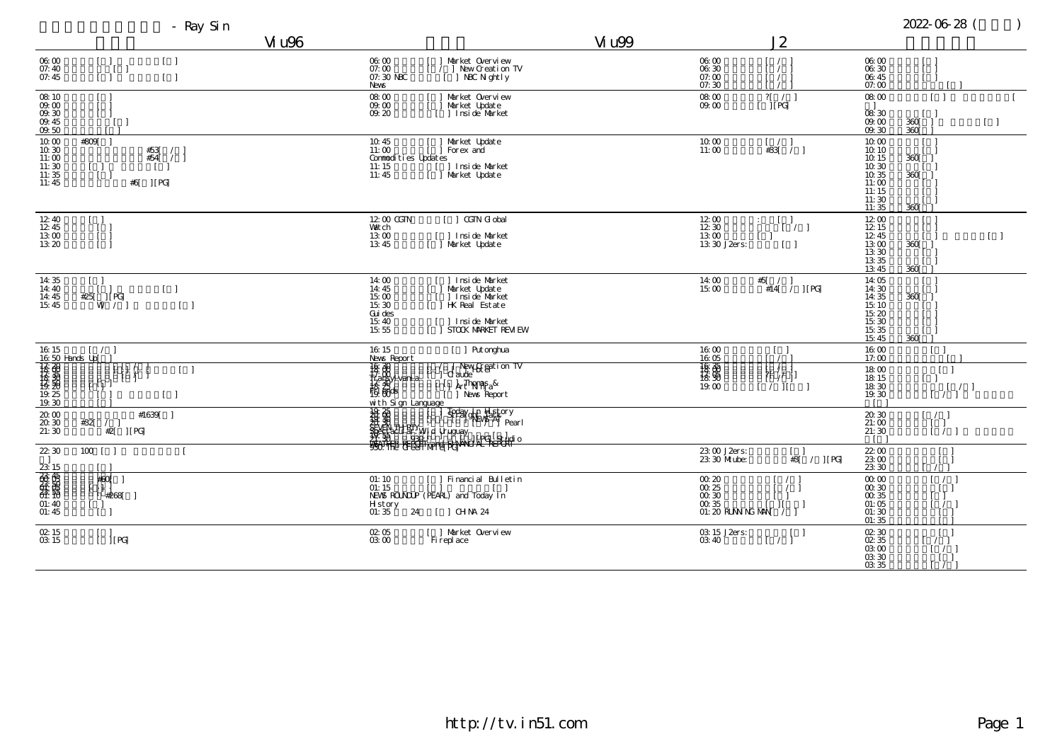- Ray Sin

2022-06-28 ( )

| | Viu96 | | Viu99 | J2 | |
|---|---|---|---|---|---|
| 06:00 [ ] [ ]<br>07:40 [ ]<br>07:45 [ ] [ ] | | 06:00 [ ] Market Overview<br>07:00 [ / ] New Creation TV<br>07:30 NBC [ ] NBC Nightly News | | 06:00 [ / ]<br>06:30 [ / ]<br>07:00 [ / ]<br>07:30 [ / ] | 06:00 [ ]<br>06:30 [ ]<br>06:45 [ ]<br>07:00 [ ] |
| 08:10 [ ]<br>09:00 [ ]<br>09:30 [ ]<br>09:45 [ ]<br>09:50 [ ] | | 08:00 [ ] Market Overview<br>09:00 [ ] Market Update<br>09:20 [ ] Inside Market | | 08:00 ?[ / ]<br>09:00 [ ][PG] | 08:00 [ ] [ ]<br>08:30 [ ]<br>09:00 360[ ] [ ]<br>09:30 360[ ] |
| 10:00 #809[ ]<br>10:30 #53[ / ]<br>11:00 #54[ / ]<br>11:30 [ ]<br>11:35 [ ]<br>11:45 #6[ ][PG] | | 10:45 [ ] Market Update<br>11:00 [ ] Forex and Commodities Updates<br>11:15 [ ] Inside Market<br>11:45 [ ] Market Update | | 10:00 [ / ]<br>11:00 #33[ / ] | 10:00 [ ]<br>10:10 [ ]<br>10:15 360[ ]<br>10:30 [ ]<br>10:35 360[ ]<br>11:00 [ ]<br>11:15 [ ]<br>11:30 [ ]<br>11:35 360[ ] |
| 12:40 [ ]<br>12:45 [ ]<br>13:00 [ ]<br>13:20 [ ] | | 12:00 CGTN [ ] CGTN Global Watch<br>13:00 [ ] Inside Market<br>13:45 [ ] Market Update | | 12:00 : [ ]<br>12:30 [ / ]<br>13:00 [ ]<br>13:30 J2ers: [ ] | 12:00 [ ]<br>12:15 [ ]<br>12:45 [ ] [ ]<br>13:00 360[ ]<br>13:30 [ ]<br>13:35 [ ]<br>13:45 360[ ] |
| 14:35 [ ]<br>14:40 [ ] [ ]<br>14:45 #25[ ][PG]<br>15:45 W[ / ] [ ] | | 14:00 [ ] Inside Market<br>14:45 [ ] Market Update<br>15:00 [ ] Inside Market<br>15:30 [ ] HK Real Estate Guides<br>15:40 [ ] Inside Market<br>15:55 [ ] STOCK MARKET REVIEW | | 14:00 #5[ / ]<br>15:00 #14[ / ][PG] | 14:05 [ ]<br>14:30 [ ]<br>14:35 360[ ]<br>15:10 [ ]<br>15:20 [ ]<br>15:30 [ ]<br>15:35 [ ]<br>15:45 360[ ] |
| 16:15 [ / ]<br>16:50 Hands Up[ ]<br>17:20 [ ] [ ] [ ]<br>18:00 [ ]<br>18:30 [ ]<br>19:00 [ ]<br>19:20 [ ]<br>19:25 [ ] [ ]<br>19:30 [ ] | | 16:15 [ ] Putonghua News Report<br>16:30 [ / ] New Creation TV<br>17:00 [ ] Claude<br>17:30 Transylvania<br>18:00 [ ] Thomas & Friends<br>18:30 [ ] Art Ninja<br>19:00 [ ] News Report with Sign Language | | 16:00 [ ]<br>16:05 [ / ]<br>16:35 [ ]<br>17:00 ?[ / ]<br>18:30 [ / ]<br>19:00 [ / ][ ] | 16:00 [ ]<br>17:00 [ ]<br>18:00 [ ]<br>18:15 [ ]<br>18:30 [ / ]<br>19:30 [ / ] |
| 20:00 #1639[ ]<br>20:30 #32[ / ]<br>21:30 #2[ ][PG] | | 19:25 [ ] Today in History<br>20:00 [ ] Speak Up<br>20:30 [ ] NEWS AT<br>SEVEN-THIRTY [ / ] Pearl<br>21:00 Wild Uruguay<br>21:30 [ ][PG] Studio<br>WEATHER REPORT and FINANCIAL REPORT<br>930: The Green Mile[PG] | | | 20:30 [ / ]<br>21:00 [ ]<br>21:30 [ / ] |
| 22:30 100 [ ] [<br>23:15 [ ] | | | | 23:00 J2ers: [ ]<br>23:30 Mtube: #3[ / ][PG] | 22:00 [ ]<br>23:00 [ ]<br>23:30 [ / ] |
| 23:45 #60[ ]<br>00:05 [ ]<br>00:40 [ ]<br>01:05 [ ]<br>01:10 #268[ ]<br>01:40 [ ]<br>01:45 [ ] | | 01:10 [ ] Financial Bulletin<br>01:15 [ ] [ ]<br>NEWS ROUNDUP (PEARL) and Today In History<br>01:35 24 [ ] CHINA 24 | | 00:20 [ / ]<br>00:25 [ / ]<br>00:30 [ ]<br>00:35 [ ][ ]<br>01:20 RUNNING MAN[ / ] | 00:00 [ / ]<br>00:30 [ ]<br>00:35 [ ]<br>01:05 [ / ]<br>01:30 [ ]<br>01:35 [ ] |
| 02:15 [ ]<br>03:15 [ ][PG] | | 02:05 [ ] Market Overview<br>03:00 Fireplace | | 03:15 J2ers: [ ]<br>03:40 [ / ] | 02:30 [ ]<br>02:35 [ / ]<br>03:00 [ / ]<br>03:30 [ ]<br>03:35 [ / ] |

http://tv.in51.com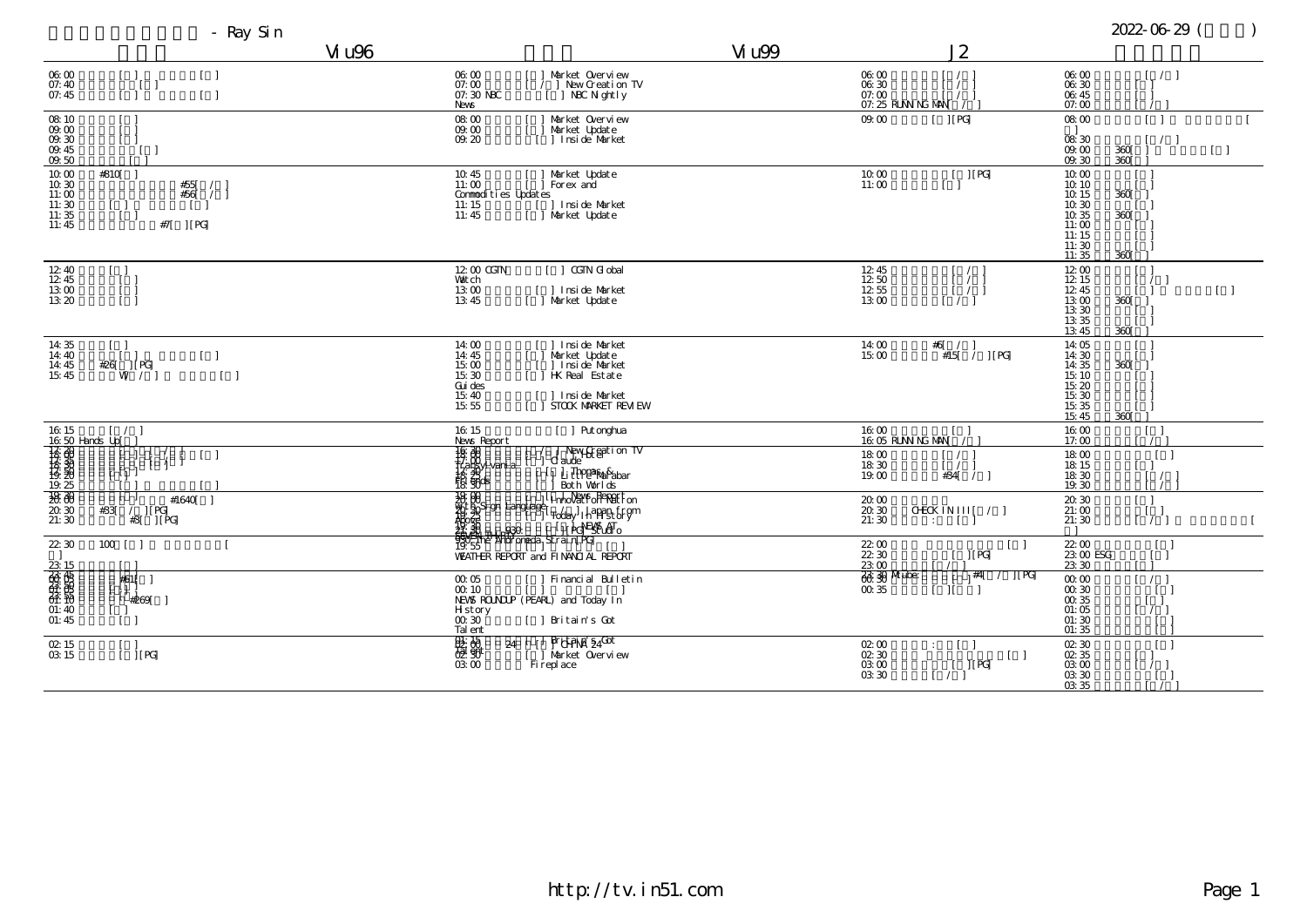- Ray Sin

2022-06-29 ( )

| Viu96 | Viu99 | J2 | |
|---|---|---|---|
| 06:00 [ ] [ ]<br>07:40 [ ]<br>07:45 [ ] [ ] | 06:00 [ ] Market Overview<br>07:00 [ / ] New Creation TV<br>07:30 NBC [ ] NBC Nightly News | 06:00 [ / ]<br>06:30 [ / ]<br>07:00 [ / ]<br>07:25 RUNNING MAN [ / ] | 06:00 [ / ]<br>06:30 [ ]<br>06:45 [ ]<br>07:00 [ / ] |
| 08:10 [ ]<br>09:00 [ ]<br>09:30 [ ]<br>09:45 [ ]<br>09:50 [ ] | 08:00 [ ] Market Overview<br>09:00 [ ] Market Update<br>09:20 [ ] Inside Market | 09:00 [ ][PG] | 08:00 [ ] [ ]<br>08:30 [ / ]<br>09:00 360[ ] [ ]<br>09:30 360[ ] |
| 10:00 #810[ ]<br>10:30 #55[ / ]<br>11:00 #56[ / ]<br>11:30 [ ]<br>11:35 [ ]<br>11:45 #7[ ][PG] | 10:45 [ ] Market Update<br>11:00 [ ] Forex and Commodities Updates<br>11:15 [ ] Inside Market<br>11:45 [ ] Market Update | 10:00 [ ][PG]<br>11:00 [ ] | 10:00 [ ]<br>10:10 [ ]<br>10:15 360[ ]<br>10:30 [ ]<br>10:35 360[ ]<br>11:00 [ ]<br>11:15 [ ]<br>11:30 [ ]<br>11:35 360[ ] |
| 12:40 [ ]<br>12:45 [ ]<br>13:00 [ ]<br>13:20 [ ] | 12:00 CGTN [ ] CGTN Global Watch<br>13:00 [ ] Inside Market<br>13:45 [ ] Market Update | 12:45 [ / ]<br>12:50 [ / ]<br>12:55 [ / ]<br>13:00 [ / ] | 12:00 [ ]<br>12:15 [ / ]<br>12:45 [ ]<br>13:00 360[ ]<br>13:30 [ ]<br>13:35 [ ]<br>13:45 360[ ] |
| 14:35 [ ]<br>14:40 [ ] [ ]<br>14:45 #26[ ][PG]<br>15:45 VI[ / ] [ ] | 14:00 [ ] Inside Market<br>14:45 [ ] Market Update<br>15:00 [ ] Inside Market<br>15:30 [ ] HK Real Estate Guides<br>15:40 [ ] Inside Market<br>15:55 [ ] STOCK MARKET REVIEW | 14:00 #6[ / ]<br>15:00 #15[ / ][PG] | 14:05 [ ]<br>14:30 [ ]<br>14:35 360[ ]<br>15:10 [ ]<br>15:20 [ ]<br>15:30 [ ]<br>15:35 [ ]<br>15:45 360[ ] |
| 16:15 [ / ]<br>16:50 Hands Up[ ]<br>17:20 [ / ] [ ]<br>18:00 [ / ]<br>18:30 [ / ]<br>18:50 [ ]<br>19:20 [ ]<br>19:25 [ ] [ ]<br>19:30 [ ]<br>20:00 #1640[ ]<br>20:30 #93[ / ][PG]<br>21:30 #3[ ][PG] | 16:15 [ ] Putonghua News Report<br>16:30 [ / ] New Creation TV<br>17:00 [ ] Lotte<br>[ ] Claude<br>Transylvania<br>18:30 [ ] Thomas & Friends<br>[ ] Little Malabar<br>18:30 [ ] Both Worlds<br>19:00 [ ] News Report with Sign Language<br>[ ] Innovation Nation<br>[ ] Japan from Above<br>[ ] Today in History<br>21:30 [ ] NEWS AT SEVEN-THIRTY<br>1930 [ ] Studio<br>[ ] The Andromeda Strain[PG]<br>19:55 [ ] [ ] WEATHER REPORT and FINANCIAL REPORT | 16:00 [ ]<br>16:05 RUNNING MAN [ / ]<br>18:00 [ / ]<br>18:30 [ / ]<br>19:00 #34[ / ]<br>20:00 [ / ]<br>20:30 CHECK IN III [ / ]<br>21:30 : [ ] | 16:00 [ ]<br>17:00 [ / ]<br>18:00 [ ]<br>18:15 [ ]<br>18:30 [ / ]<br>19:30 [ / ]<br>20:30 [ ]<br>21:00 [ ]<br>21:30 [ / ] [ ] |
| 22:30 100 [ ] [ ]<br>23:15 [ ]<br>00:05 #61[ ]<br>00:50 [ ]<br>01:05 [ ]<br>01:10 #269[ ]<br>01:40 [ ]<br>01:45 [ ] | 00:05 [ ] Financial Bulletin<br>00:10 [ ] [ ] NEWS ROUNDUP (PEARL) and Today In History<br>00:30 [ ] Britain's Got Talent | 22:00 [ ]<br>22:30 [ ][PG]<br>23:00 [ / ]<br>23:30 Mtube: #4[ / ][PG]<br>00:35 [ ][ ] | 22:00 [ ]<br>23:00 ESG [ ]<br>23:30 [ ]<br>00:00 [ / ]<br>00:30 [ ]<br>00:35 [ ]<br>01:05 [ / ]<br>01:30 [ ]<br>01:35 [ ] |
| 02:15 [ ]<br>03:15 [ ][PG] | 01:15 [ ] Britain's Got Talent<br>02:00 24 [ ] CHINA 24<br>02:30 [ ] Market Overview<br>03:00 Fireplace | 02:00 : [ ]<br>02:30 [ ]<br>03:00 [ ][PG]<br>03:30 [ / ] | 02:30 [ ]<br>02:35 [ ]<br>03:00 [ / ]<br>03:30 [ ]<br>03:35 [ / ] |

http://tv.in51.com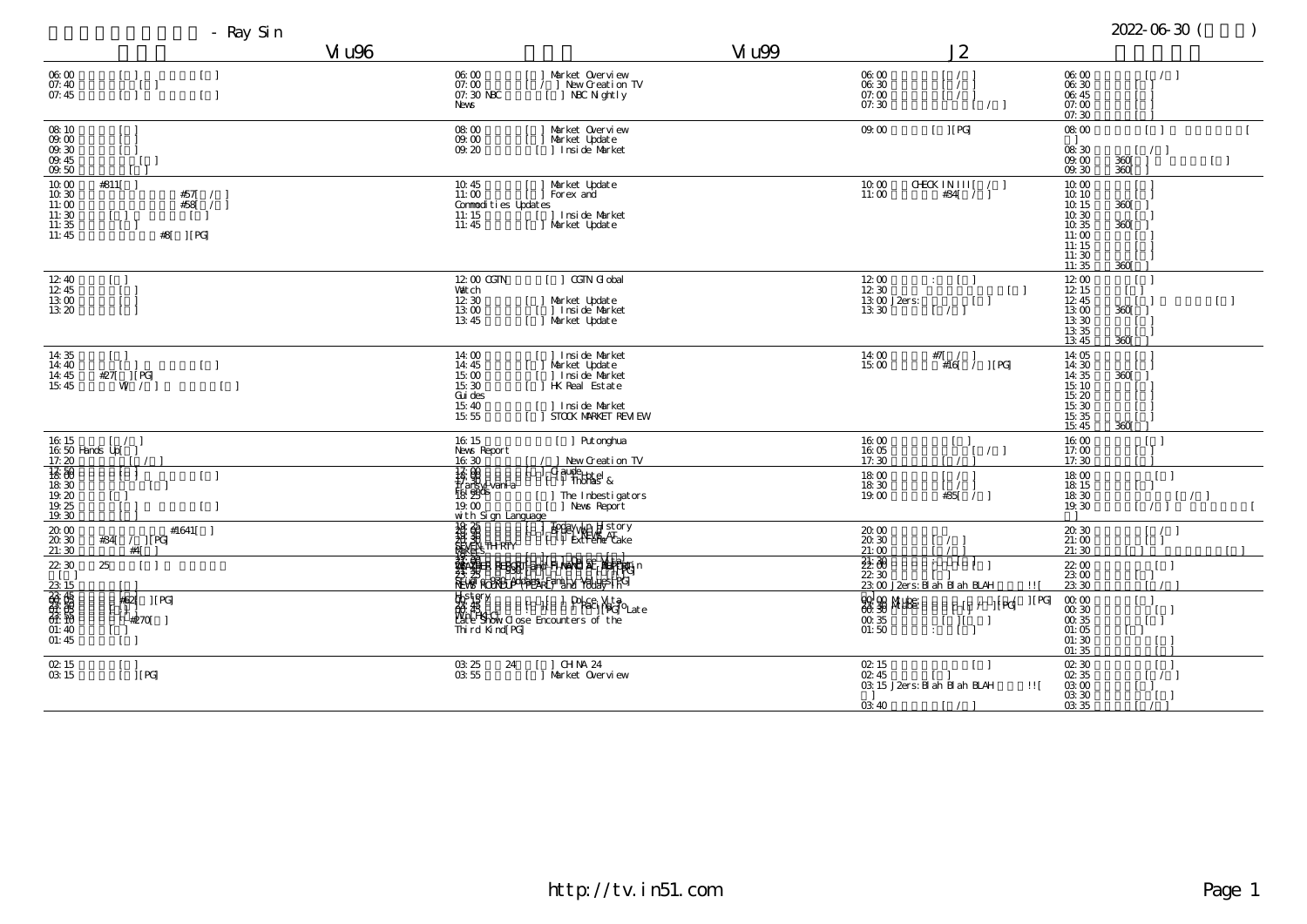- Ray Sin

2022-06-30 ( )

| | Viu96 | Viu99 | J2 |
|---|---|---|---|
| 06:00 [ ] [ ]<br>07:40 [ ]<br>07:45 [ ] [ ] | 06:00 [ ] Market Overview<br>07:00 [ / ] New Creation TV<br>07:30 NBC [ ] NBC Nightly News | 06:00 [ / ]<br>06:30 [ / ]<br>07:00 [ / ]<br>07:30 [ / ] | 06:00 [ / ]<br>06:30 [ ]<br>06:45 [ ]<br>07:00 [ ]<br>07:30 [ ] |
| 08:10 [ ]<br>09:00 [ ]<br>09:30 [ ]<br>09:45 [ ]<br>09:50 [ ] | 08:00 [ ] Market Overview<br>09:00 [ ] Market Update<br>09:20 [ ] Inside Market | 09:00 [ ][PG] | 08:00 [ ] [ ]<br>08:30 [ / ]<br>09:00 360[ ] [ ]<br>09:30 360[ ] |
| 10:00 #811[ ]<br>10:30 #57[ / ]<br>11:00 #58[ / ]<br>11:30 [ ] [ ]<br>11:35 [ ]<br>11:45 #8[ ][PG] | 10:45 [ ] Market Update<br>11:00 [ ] Forex and Commodities Updates<br>11:15 [ ] Inside Market<br>11:45 [ ] Market Update | 10:00 CHECK IN !!![ / ]<br>11:00 #34[ / ] | 10:00 [ ]<br>10:10 [ ]<br>10:15 360[ ]<br>10:30 [ ]<br>10:35 360[ ]<br>11:00 [ ]<br>11:15 [ ]<br>11:30 [ ]<br>11:35 360[ ] |
| 12:40 [ ]<br>12:45 [ ]<br>13:00 [ ]<br>13:20 [ ] | 12:00 CGTN [ ] CGTN Global Watch<br>12:30 [ ] Market Update<br>13:00 [ ] Inside Market<br>13:45 [ ] Market Update | 12:00 : [ ]<br>12:30 [ ]<br>13:00 J2ers: [ ]<br>13:30 [ / ] | 12:00 [ ]<br>12:15 [ ]<br>12:45 [ ] [ ]<br>13:00 360[ ]<br>13:30 [ ]<br>13:35 [ ]<br>13:45 360[ ] |
| 14:35 [ ]<br>14:40 [ ] [ ]<br>14:45 #27[ ][PG]<br>15:45 VI[ / ] [ ] | 14:00 [ ] Inside Market<br>14:45 [ ] Market Update<br>15:00 [ ] Inside Market<br>15:30 [ ] HK Real Estate Guides<br>15:40 [ ] Inside Market<br>15:55 [ ] STOCK MARKET REVIEW | 14:00 #7[ / ]<br>15:00 #16[ / ][PG] | 14:05 [ ]<br>14:30 [ ]<br>14:35 360[ ]<br>15:10 [ ]<br>15:20 [ ]<br>15:30 [ ]<br>15:35 [ ]<br>15:45 360[ ] |
| 16:15 [ / ]<br>16:50 Hands Up[ ]<br>17:20 [ / ]<br>17:50 [ ]<br>18:00 [ ] [ ]<br>18:30 [ ]<br>19:20 [ ]<br>19:25 [ ] [ ]<br>19:30 [ ] | 16:15 [ ] Putonghua News Report<br>16:30 [ / ] New Creation TV<br>17:00 [ ] Claude<br>17:30 [ ] Thomas & Friends<br>18:00 Transylvania Hotel<br>18:25 [ ] The Inbestigators<br>19:00 [ ] News Report with Sign Language | 16:00 [ ]<br>16:05 [ / ]<br>17:30 [ / ]<br>18:00 [ / ]<br>18:30 [ / ]<br>19:00 #55[ / ] | 16:00 [ ]<br>17:00 [ ]<br>17:30 [ ]<br>18:00 [ ]<br>18:15 [ ]<br>18:30 [ / ]<br>19:30 [ / ] [ ] |
| 20:00 #1641[ ]<br>20:30 #34[ / ][PG]<br>21:30 #4[ ] | 19:20 [ ] Today in History<br>20:00 NEWS AT SEVEN-THIRTY<br>20:30 [ ] Extreme Cake Makers | 20:00<br>20:30 [ / ]<br>21:00 [ / ] | 20:30 [ / ]<br>21:00 [ ]<br>21:30 [ ] [ ] |
| 22:30 25 [ ] [ ]<br>23:15 [ ]<br>23:45 [ ]<br>00:05 #62[ ][PG]<br>00:35 [ ]<br>01:10 #270[ ]<br>01:40 [ ]<br>01:45 [ ] | 21:30 WEATHER REPORT and FINANCIAL REPORT<br>22:00 [ ] Dolce Vita<br>22:30 [ ][PG]<br>23:00 NEWS ROUNDUP (PEARL) and Today in History<br>23:25 Spider-Man: Animated Family Values[PG]<br>23:45 [ ] Dolce Vita<br>00:15 [ ] Racing to the Late Show<br>00:45 [PG]<br>Close Encounters of the Third Kind[PG] | 21:30 [ ]<br>22:00 [ ]<br>22:30 [ ]<br>23:00 J2ers:Blah Blah BLAH !![<br>00:00 Mtube: [ / ][PG]<br>00:30 [ / ][PG]<br>00:35 [ ]<br>01:50 : [ ] | 22:00 [ ]<br>23:00 [ ]<br>23:30 [ / ]<br>00:00 [ ]<br>00:30 [ ]<br>00:35 [ ]<br>01:05 [ ]<br>01:30 [ ]<br>01:35 [ ] |
| 02:15 [ ]<br>03:15 [ ][PG] | 03:25 24 [ ] CHINA 24<br>03:55 [ ] Market Overview | 02:15 [ ]<br>02:45 [ ]<br>03:15 J2ers:Blah Blah BLAH !![ ]<br>03:40 [ / ] | 02:30 [ ]<br>02:35 [ / ]<br>03:00 [ ]<br>03:30 [ ]<br>03:35 [ / ] |

http://tv.in51.com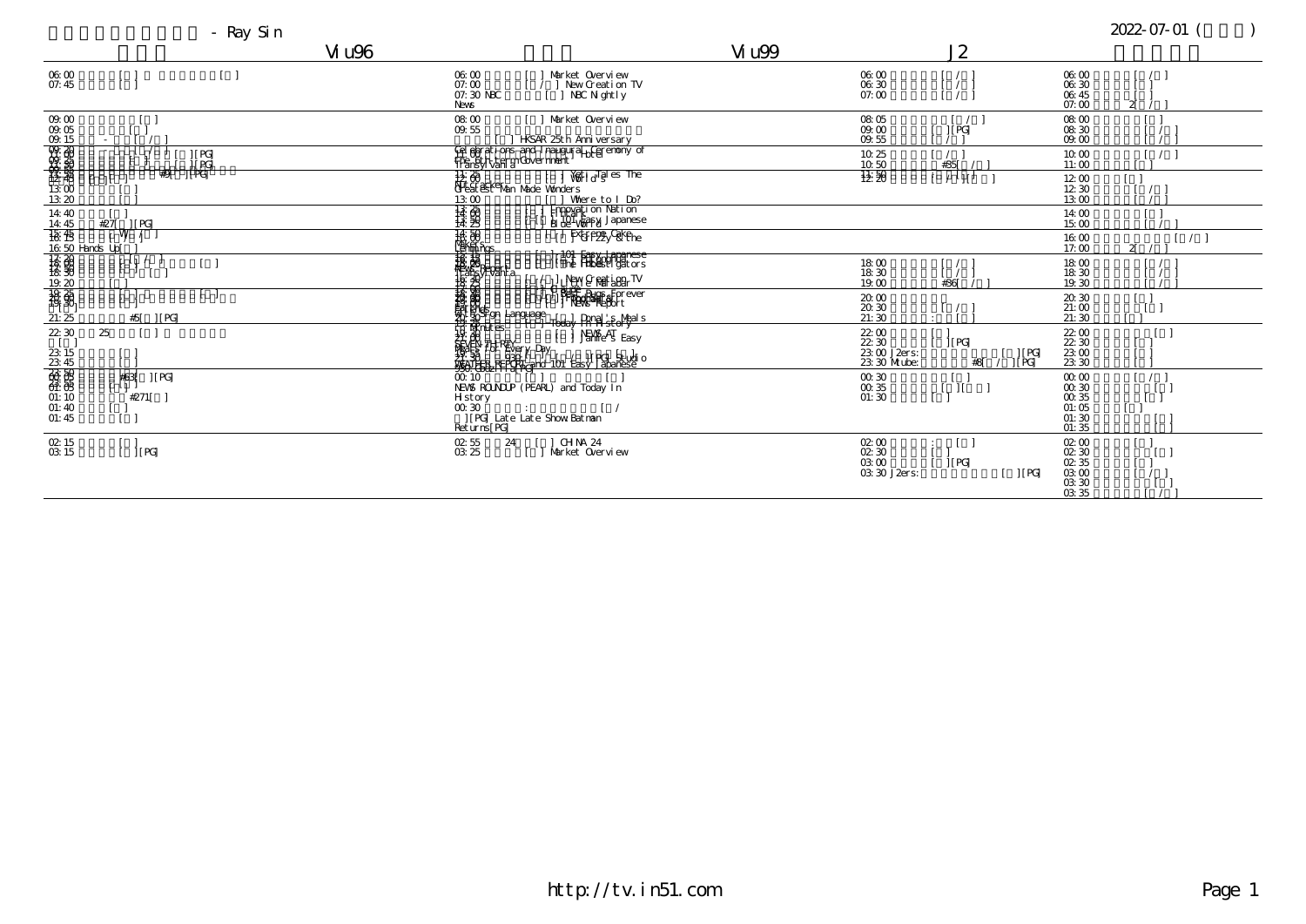- Ray Sin

2022-07-01 ( )

| | Viu96 | | Viu99 | J2 | |
|---|---|---|---|---|---|

**Column 1**

06:00 [ ] [ ]
07:45 [ ]

09:00 [ ]
09:05 [ ]
09:15 - [ / ]
09:20 [ ] [ / ] [ ] [PG]
11:00 [ ]
11:30 [ ] [PG]
12:00 #9[ ] [PG]
12:40 [ ]
13:00 [ ]
13:20 [ ]

14:40 [ ]
14:45 #27[ ] [PG]
15:45 W [ / ]
16:15 [ ]
16:50 Hands Up[ ]

17:20 [ / ]
17:40 [ ] [ ]
18:00 [ ]
18:30 [ ]
19:20 [ ]

19:25 [ ] [ ]
19:30 [ ]
[ ]
21:25 #5[ ] [PG]

22:30 25 [ ]
[ ]
23:15 [ ]
23:45 [ ]

23:50 #63[ ] [PG]
00:05 [ ]
01:05 [ ]
01:10 #271[ ]
01:40 [ ]
01:45 [ ]

02:15 [ ]
03:15 [ ] [PG]

**Column 2**

06:00 [ ] Market Overview
07:00 [ / ] New Creation TV
07:30 NBC [ ] NBC Nightly News

08:00 [ ] Market Overview
09:55 [ ] HKSAR 25th Anniversary Celebrations and Inaugural Ceremony of the 6th-term Government
11:00 [ ] Hotel Transylvania
11:30 [ ] Yet Tales The World's Greatest Man Made Wonders
12:00 NutCracker
13:00 [ ] Where to I Do?

13:20 [ ] Innovation Nation
13:35 [ ] Years
13:55 [ ] 101 Easy Japanese
14:25 [ ] Bloe World

14:30 [ ] Extreme Cake Makers
15:00 [ ] Grizzy & the Lemmings

15:15 [ ] 101 Easy Japanese
15:30 [ ] The Backyard
15:45 [ ] The Hoostigators
16:00 Report
16:15 Hotel Transylvania
16:30 [ / ] New Creation TV
17:00 [ ] Little Malabar

17:30 [ ] Peter
18:00 [ ] Bugs Forever
18:30 [ ] Roobarb
19:00 [ ] NEWS Report
19:30 English
20:00 Sign Language
20:30 [ ] Donal's Meals in Minutes
21:00 [ ] Today In History

21:30 [ ] NEWS AT SEVEN-THIRTY
22:00 [ ] Janine's Easy Meals for Every Day
22:30 [ ] [PG] Studio 330
23:00 WEATHER REPORT and 101 Easy Japanese
23:30 Coz It's[PG]

00:10 [ ] [ ]
NEWS ROUNDUP (PEARL) and Today In History
00:30 : [ /
] [PG] Late Late Show Batman Returns[PG]

02:55 24 [ ] CHINA 24
03:25 [ ] Market Overview

**Column 3 (J2)**

06:00 [ / ]
06:30 [ / ]
07:00 [ / ]

08:05 [ / ]
09:00 [ ] [PG]
09:55 [ / ]

10:25 [ / ]
10:50 #35[ / ]
11:50 [ / ]
12:20 [ / ] [ ]

18:00 [ / ]
18:30 [ / ]
19:00 #36[ / ]

20:00 [ ]
20:30 [ / ]
21:30 : [ ]

22:00 [ ]
22:30 [ ] [PG]
23:00 J2ers: [ ] [PG]
23:30 Mcube: #8[ / ] [PG]

00:30 [ ]
00:35 [ ] [ ]
01:30 [ ]

02:00 : [ ]
02:30 [ ]
03:00 [ ] [PG]
03:30 J2ers: [ ] [PG]

**Column 4**

06:00 [ / ]
06:30 [ ]
06:45 [ ]
07:00 2[ / ]

08:00 [ ]
08:30 [ / ]
09:00 [ / ]

10:00 [ / ]
11:00 [ ]

12:00 [ ]
12:30 [ / ]
13:00 [ / ]

14:00 [ ]
15:00 [ / ]

16:00 [ / ]
17:00 2[ / ]

18:00 [ / ]
18:30 [ / ]
19:30 [ / ]

20:30 [ ]
21:00 [ ]
21:30 [ ]

22:00 [ ]
22:30 [ ]
23:00 [ ]
23:30 [ ]

00:00 [ / ]
00:30 [ ]
00:35 [ ]
01:05 [ ]
01:30 [ ]
01:35 [ ]

02:00 [ ]
02:30 [ ]
02:35 [ ]
03:00 [ / ]
03:30 [ ]
03:35 [ / ]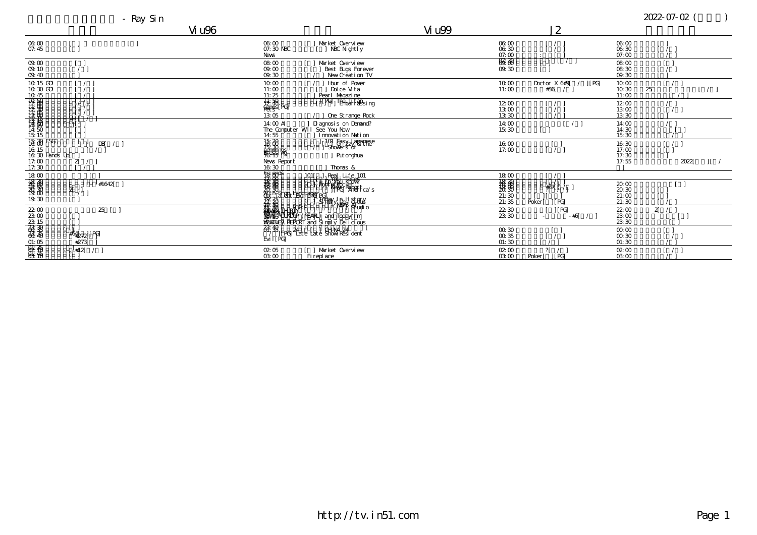- Ray Sin

2022-07-02 ( )

| Viu96 | Viu99 | J2 | |
|---|---|---|---|
| 06:00 [ ] [ ]<br>07:45 [ ] | 06:00 [ ] Market Overview<br>07:30 NBC [ ] NBC Nightly News | 06:00 [ / ]<br>06:30 [ / ]<br>07:00 : [ ] | 06:00 [ ]<br>06:30 [ / ]<br>07:00 [ / ] |
| 09:00 [ ]<br>09:10 [ / ]<br>09:40 [ ] | 08:00 [ ] Market Overview<br>09:00 [ ] Best Bugs Forever<br>09:30 [ / ] New Creation TV | 09:00 [ ] [ / ]<br>09:30 [ ] | 08:00 [ ]<br>08:30 [ / ]<br>09:30 [ ] |
| 10:15 GOI [ / ]<br>10:30 GOI [ / ]<br>10:45 [ / ] | 10:00 [ / ] Hour of Power<br>11:00 [ ] Dolce Vita<br>11:25 [ ] Pearl Magazine | 10:00 Doctor X 6#9[ / ][PG]<br>11:00 #36[ / ] | 10:00 [ / ]<br>10:30 25 [ / ]<br>11:00 [ / ] |
| 12:00 [ / ]<br>13:00 [ / ]<br>14:30 [ ] | 11:50 [PG] The Titan Games [PG] Embarrassing Pets<br>13:05 [ / ] One Strange Rock | 12:00 [ / ]<br>13:00 [ / ]<br>13:30 [ / ] | 12:00 [ / ]<br>13:00 [ / ]<br>13:30 [ ] |
| 14:50 [ ]<br>15:15 [ ] | 14:00 AI [ ] Diagnosis on Demand? The Computer Will See You Now<br>14:55 [ ] Innovation Nation | 14:00 [ / ]<br>15:30 [ ] | 14:00 [ / ]<br>14:30 [ ]<br>15:30 [ / ] |
| 16:00 ESG DB[ / ]<br>16:15 [ / ]<br>16:30 Hands Up[ ]<br>17:00 Z[ / ]<br>17:30 [ / ] | 15:30 101 Easy Japanese<br>[ / ] Showers of Blessings<br>16:15 [ ] Putonghua News Report<br>16:30 [ ] Thomas & Friends | 16:00 [ ]<br>17:00 [ / ] | 16:30 [ / ]<br>17:00 [ ]<br>17:30 [ ]<br>17:55 2022[ ][ / ] |
| 18:00 [ ]<br>19:00 [ ] #1642[ ]<br>19:30 [ ] | 101[ ] Real Life 101<br>[ ] Do You Know<br>[ ] Rocket<br>[PG] America's Got Talent: Extreme[PG]<br>NOW Report<br>[ ] Today In History<br>NOW Studio<br>SEVEN THIRTY<br>NEWS ROUNDUP (PEARL) and Today [m]<br>WEATHER REPORT and Simply Delicious | 18:00 [ / ]<br>#37[ / ]<br>20:30 [ / ]<br>21:30 [ ][ ]<br>21:35 Poker[ ][PG] | 20:00 [ ]<br>20:30 [ ]<br>21:00 [ ]<br>21:30 [ / ] |
| 22:00 25 [ ]<br>23:00 [ ]<br>23:15 [ ] | 24 CHINA 24<br>[PG] Late Late Show Resident Evil [PG] | 22:30 [ ][PG]<br>23:30 - -#6[ / ] | 22:00 2[ / ]<br>23:00 [ ]<br>23:30 [ ] |
| #64[ ][PG]<br>00:40 #272[ ]<br>01:05 #273[ ] | | 00:30 [ ]<br>00:35 [ / ]<br>01:30 [ / ] | 00:00 [ ]<br>00:30 [ / ]<br>01:30 [ / ] |
| #12[ / ]<br>03:10 [ ] | 02:05 [ ] Market Overview<br>03:00 Fireplace | 02:00 ?[ / ]<br>03:00 Poker[ ][PG] | 02:00 [ / ]<br>03:00 [ / ] |

http://tv.in51.com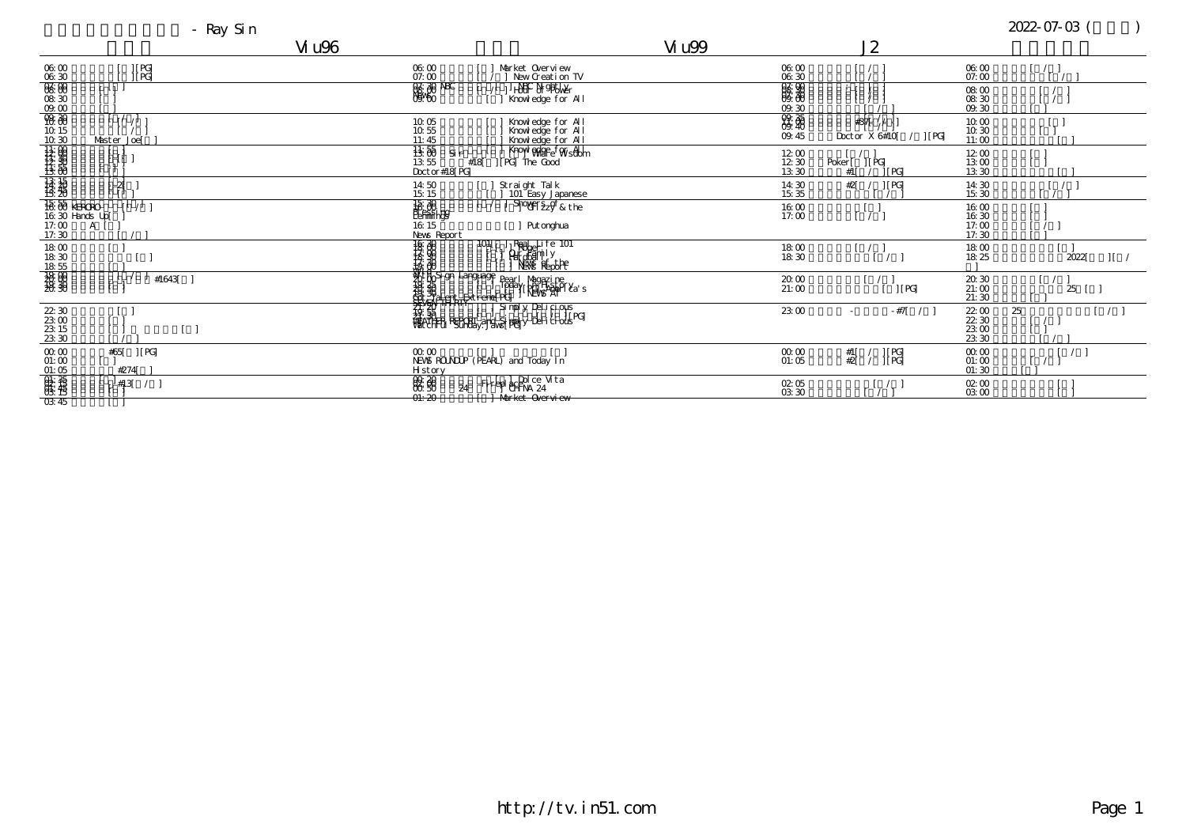- Ray Sin

2022-07-03 ( )

| Viu96 | | Viu99 | J2 |
|---|---|---|---|
| 06:00 [ ][PG]<br>06:30 [ ][PG]<br>07:00 [ ]<br>08:00<br>08:30 [ ]<br>09:00 [ ] | 06:00 [ ] Market Overview<br>07:00 [ / ] New Creation TV<br>07:30 NBC [ / ] NBC Nightly<br>News<br>08:00 [ ] Hour of Power<br>09:00 [ ] Knowledge for All | 06:00 [ / ]<br>06:30 [ / ]<br>07:00 [ / ]<br>08:00 [ / ]<br>08:30 [ / ]<br>09:00 [ / ]<br>09:30 [ / ] | 06:00 [ / ]<br>07:00 [ / ] |
| 09:30 [ / ]<br>10:00 [ / ]<br>10:15 [ / ]<br>10:30 Master Joe[ ] | 10:05 [ ] Knowledge for All<br>10:55 [ ] Knowledge for All<br>11:45 [ ] Knowledge for All | 09:35 #37[ / ]<br>09:40<br>09:45 Doctor X 6#10[ / ][PG] | 08:00 [ / ]<br>08:30 [ / ]<br>09:30 [ ]<br>10:00 [ ]<br>10:30 [ ]<br>11:00 [ ] |
| 11:00 [ ]<br>12:00 [ ]<br>12:30 [ ]<br>12:55<br>13:00 [ ] | 11:55 [ / ] Knowledge for All<br>13:00 Sir [ ] Where Wisdom<br>13:55 #18[ ][PG] The Good<br>Doctor#18[PG] | 12:00 [ / ]<br>12:30 Poker[ ][PG]<br>13:30 #1[ / ][PG] | 12:00 [ ]<br>13:00 [ ]<br>13:30 [ ] |
| 13:15<br>14:20 2[ ]<br>14:45<br>15:20 [ ] | 14:50 [ ] Straight Talk<br>15:15 [ ] 101 Easy Japanese | 14:30 #2[ / ][PG]<br>15:35 [ / ] | 14:30 [ / ]<br>15:30 [ / ] |
| 15:55<br>16:00 KERORO [ / ]<br>16:30 Hands Up[ ]<br>17:00 A [ ]<br>17:30 [ / ] | 15:30 [ / ] Showers of<br>16:00 [ ] Grizzy & the<br>Blessing<br>Lemmings<br>16:15 [ ] Putonghua<br>News Report | 16:00 [ ]<br>17:00 [ / ] | 16:00 [ ]<br>16:30 [ ]<br>17:00 [ / ]<br>17:30 [ ] |
| 18:00 [ ]<br>18:30 [ ]<br>18:55 [ ] | 16:30 101[ ] Real Life 101<br>17:00 [ ] Roger<br>17:30 [ ] Our Family<br>18:00 [ ] Period<br>18:30 [ ] News of the<br>Week<br>[ ] NEWS Report | 18:00 [ / ]<br>18:30 [ / ] | 18:00 [ ]<br>18:25 2022[ ][ / ] |
| 19:00 [ / ]<br>19:30 #1643[ ]<br>20:00<br>20:30 [ ] | With Sign Language<br>20:00 [ ] Pearl Magazine<br>20:30 [ ] Today in History<br>20:35 [ ] America's<br>21:00 [ ] NEWS AT<br>SEVEN<br>Got Talent Extreme[PG] | 20:00 [ / ]<br>21:00 [ ][PG] | 20:30 [ / ]<br>21:00 25 [ ]<br>21:30 [ ] |
| 22:30 [ ]<br>23:00 [ ]<br>23:15 [ ] [ ]<br>23:30 [ / ] | 21:30 [ ] Simply Delicious<br>22:20 [ ][PG]<br>22:50 [ ] Simply Delicious<br>WEATHER REPORT and<br>Sunday Jawe[PG]<br>Wealth | 23:00 - -#7[ / ] | 22:00 25 [ / ]<br>22:30 [ / ]<br>23:00 [ ]<br>23:30 [ / ] |
| 00:00 #65[ ][PG]<br>01:00 [ ]<br>01:05 #274[ ] | 00:00 [ ] [ ]<br>NEWS ROUNDUP (PEARL) and Today In<br>History | 00:00 #1[ / ][PG]<br>01:05 #2[ / ][PG] | 00:00 [ / ]<br>01:00 [ / ]<br>01:30 [ ] |
| 01:35<br>02:15 #13[ / ]<br>02:45<br>03:15 [ ]<br>03:45 [ ] | 00:20 [ ] Dolce Vita<br>00:50 24 [ ] Fireplace<br>01:05 [ ] CHINA 24<br>01:20 [ ] Market Overview | 02:05 [ / ]<br>03:30 [ / ] | 02:00 [ ]<br>03:00 [ ] |

http://tv.in51.com